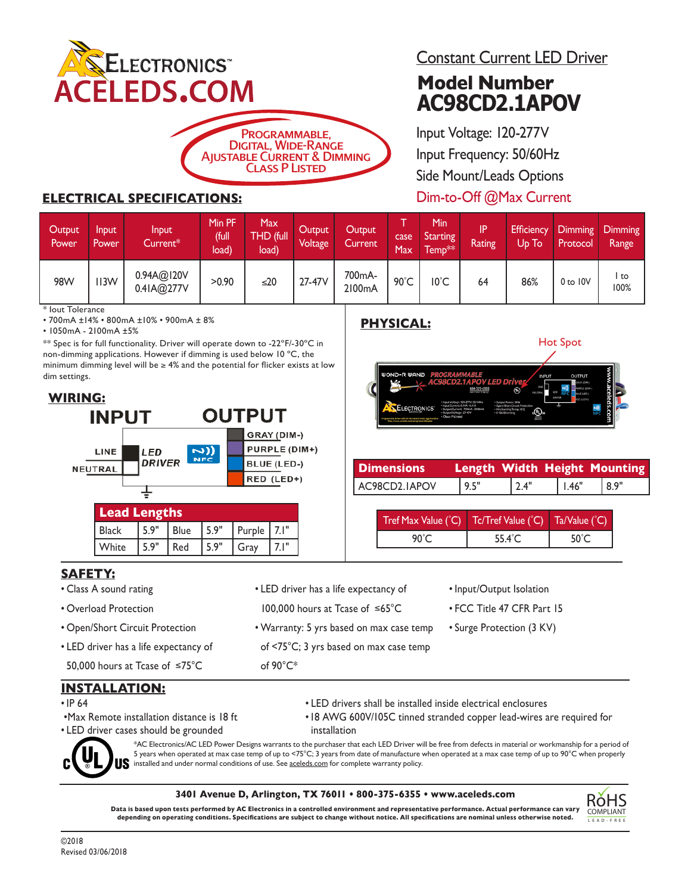# AC ELECTRONICS™ ACELEDS.COM

**PROGRAMMABLE, DIGITAL, WIDE-RANGE AJUSTABLE CURRENT & DIMMING CLASS P LISTED**

## Constant Current LED Driver

## Model Number AC98CD2.1APOV

Input Voltage: 120-277V
Input Frequency: 50/60Hz
Side Mount/Leads Options
Dim-to-Off @Max Current

## ELECTRICAL SPECIFICATIONS:

| Output Power | Input Power | Input Current* | Min PF (full load) | Max THD (full load) | Output Voltage | Output Current | T case Max | Min Starting Temp** | IP Rating | Efficiency Up To | Dimming Protocol | Dimming Range |
|---|---|---|---|---|---|---|---|---|---|---|---|---|
| 98W | 113W | 0.94A@120V 0.41A@277V | >0.90 | ≤20 | 27-47V | 700mA-2100mA | 90°C | 10°C | 64 | 86% | 0 to 10V | 1 to 100% |

\* Iout Tolerance
- 700mA ±14% • 800mA ±10% • 900mA ± 8%
- 1050mA - 2100mA ±5%

\*\* Spec is for full functionality. Driver will operate down to -22°F/-30°C in non-dimming applications. However if dimming is used below 10 °C, the minimum dimming level will be ≥ 4% and the potential for flicker exists at low dim settings.

## WIRING:

**INPUT**
- LINE
- NEUTRAL

**LED DRIVER** (NFC)

**OUTPUT**
- GRAY (DIM-)
- PURPLE (DIM+)
- BLUE (LED-)
- RED (LED+)

| Lead Lengths | | | | | |
|---|---|---|---|---|---|
| Black | 5.9" | Blue | 5.9" | Purple | 7.1" |
| White | 5.9" | Red | 5.9" | Gray | 7.1" |

## PHYSICAL:

Hot Spot

| Dimensions | Length | Width | Height | Mounting |
|---|---|---|---|---|
| AC98CD2.1APOV | 9.5" | 2.4" | 1.46" | 8.9" |

| Tref Max Value (°C) | Tc/Tref Value (°C) | Ta/Value (°C) |
|---|---|---|
| 90°C | 55.4°C | 50°C |

## SAFETY:

- Class A sound rating
- Overload Protection
- Open/Short Circuit Protection
- LED driver has a life expectancy of 50,000 hours at Tcase of ≤75°C
- LED driver has a life expectancy of 100,000 hours at Tcase of ≤65°C
- Warranty: 5 yrs based on max case temp of <75°C; 3 yrs based on max case temp of 90°C*
- Input/Output Isolation
- FCC Title 47 CFR Part 15
- Surge Protection (3 KV)

## INSTALLATION:

- IP 64
- Max Remote installation distance is 18 ft
- LED driver cases should be grounded
- LED drivers shall be installed inside electrical enclosures
- 18 AWG 600V/105C tinned stranded copper lead-wires are required for installation

\*AC Electronics/AC LED Power Designs warrants to the purchaser that each LED Driver will be free from defects in material or workmanship for a period of 5 years when operated at max case temp of up to <75°C; 3 years from date of manufacture when operated at a max case temp of up to 90°C when properly installed and under normal conditions of use. See aceleds.com for complete warranty policy.

**3401 Avenue D, Arlington, TX 76011 • 800-375-6355 • www.aceleds.com**

**Data is based upon tests performed by AC Electronics in a controlled environment and representative performance. Actual performance can vary depending on operating conditions. Specifications are subject to change without notice. All specifications are nominal unless otherwise noted.**

RoHS COMPLIANT LEAD-FREE

©2018
Revised 03/06/2018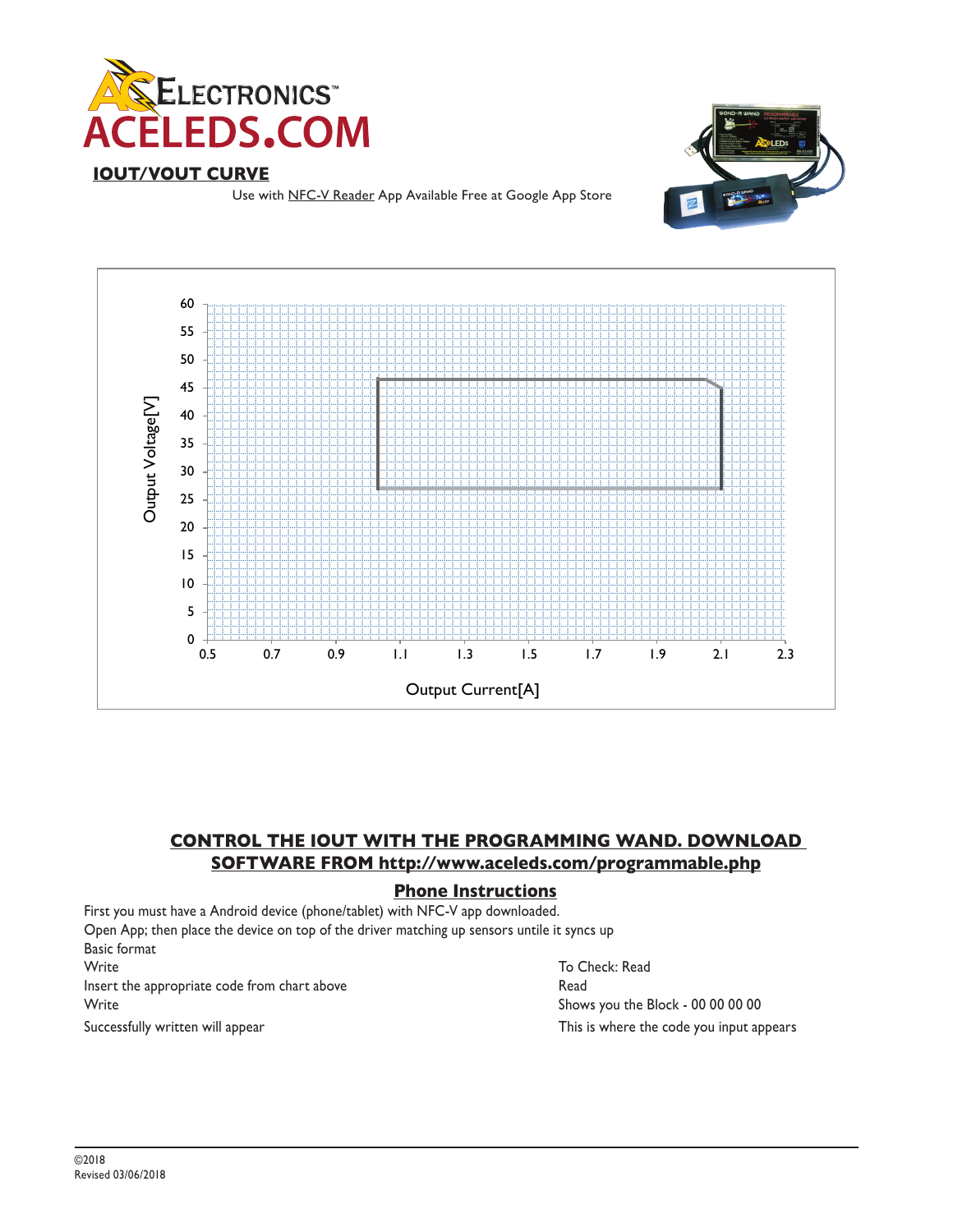# ACELEDS.COM

## IOUT/VOUT CURVE

Use with NFC-V Reader App Available Free at Google App Store

60
55
50
45
40
35
30
25
20
15
10
5
0

Output Voltage[V]

0.5
0.7
0.9
1.1
1.3
1.5
1.7
1.9
2.1
2.3

Output Current[A]

## CONTROL THE IOUT WITH THE PROGRAMMING WAND. DOWNLOAD SOFTWARE FROM http://www.aceleds.com/programmable.php

### Phone Instructions

First you must have a Android device (phone/tablet) with NFC-V app downloaded.
Open App; then place the device on top of the driver matching up sensors untile it syncs up

Basic format
Write
Insert the appropriate code from chart above
Write
Successfully written will appear

To Check: Read
Read
Shows you the Block - 00 00 00 00
This is where the code you input appears

©2018
Revised 03/06/2018